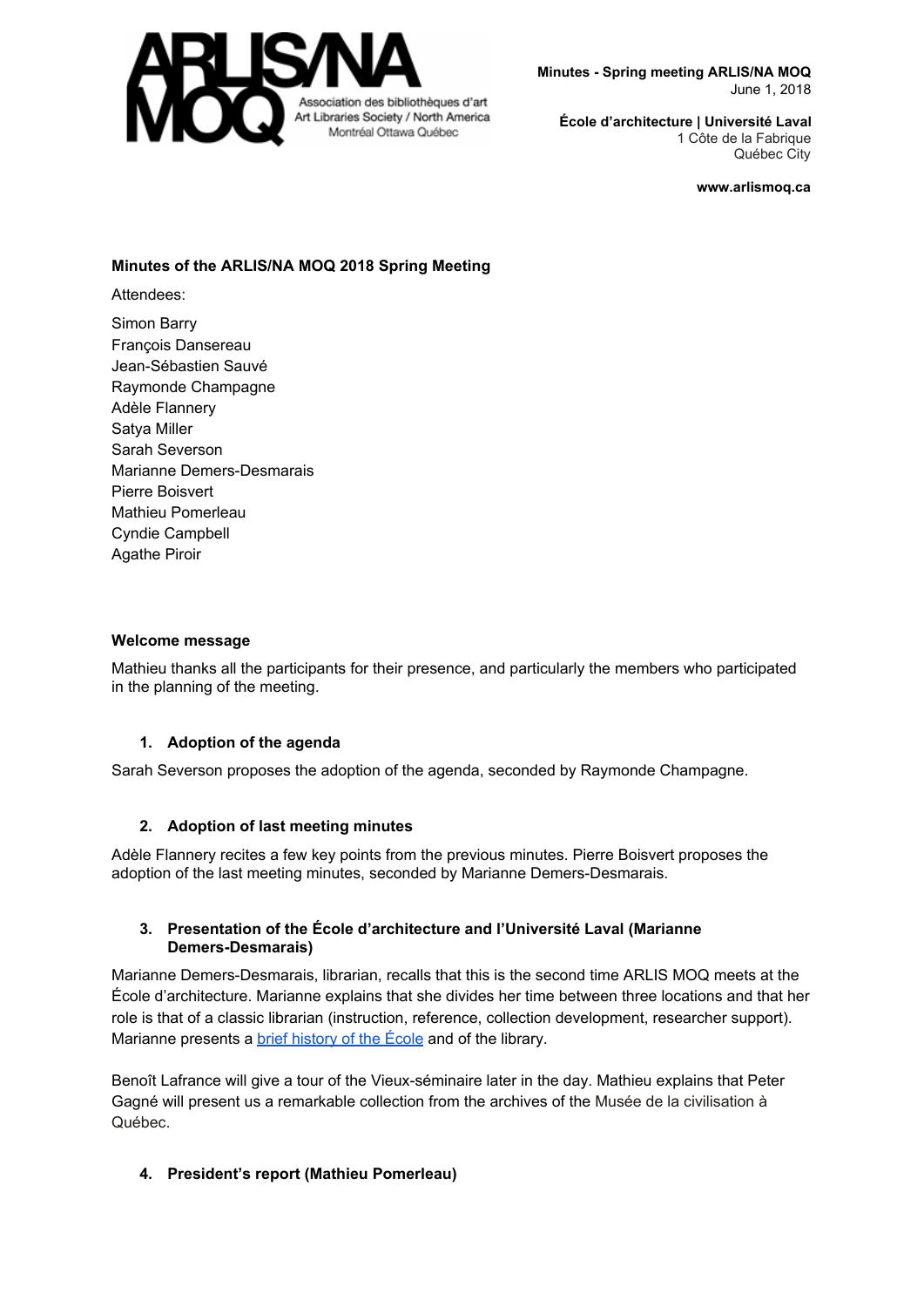ARLIS/NA MOQ
Association des bibliothèques d'art
Art Libraries Society / North America
Montréal Ottawa Québec

**Minutes - Spring meeting ARLIS/NA MOQ**
June 1, 2018

**École d'architecture | Université Laval**
1 Côte de la Fabrique
Québec City

**www.arlismoq.ca**

## Minutes of the ARLIS/NA MOQ 2018 Spring Meeting

Attendees:

Simon Barry
François Dansereau
Jean-Sébastien Sauvé
Raymonde Champagne
Adèle Flannery
Satya Miller
Sarah Severson
Marianne Demers-Desmarais
Pierre Boisvert
Mathieu Pomerleau
Cyndie Campbell
Agathe Piroir

### Welcome message

Mathieu thanks all the participants for their presence, and particularly the members who participated in the planning of the meeting.

### 1. Adoption of the agenda

Sarah Severson proposes the adoption of the agenda, seconded by Raymonde Champagne.

### 2. Adoption of last meeting minutes

Adèle Flannery recites a few key points from the previous minutes. Pierre Boisvert proposes the adoption of the last meeting minutes, seconded by Marianne Demers-Desmarais.

### 3. Presentation of the École d'architecture and l'Université Laval (Marianne Demers-Desmarais)

Marianne Demers-Desmarais, librarian, recalls that this is the second time ARLIS MOQ meets at the École d'architecture. Marianne explains that she divides her time between three locations and that her role is that of a classic librarian (instruction, reference, collection development, researcher support). Marianne presents a brief history of the École and of the library.

Benoît Lafrance will give a tour of the Vieux-séminaire later in the day. Mathieu explains that Peter Gagné will present us a remarkable collection from the archives of the Musée de la civilisation à Québec.

### 4. President's report (Mathieu Pomerleau)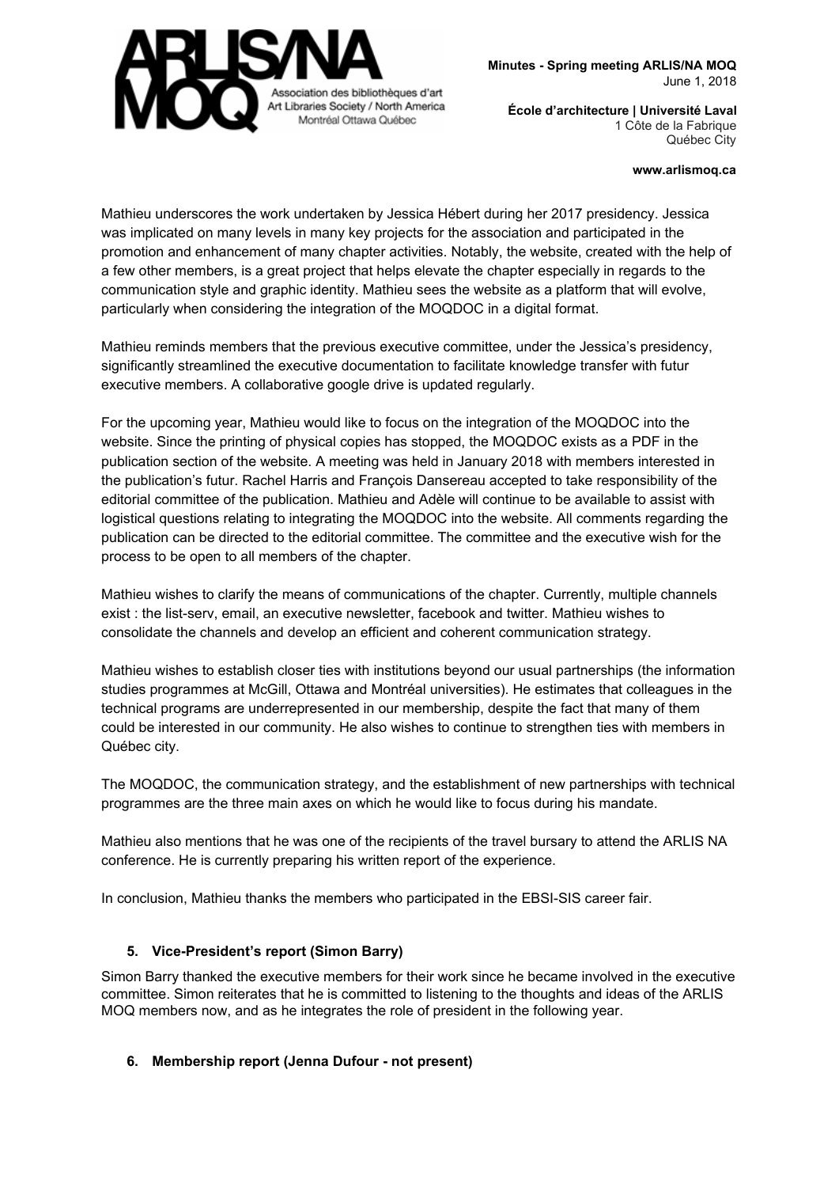Mathieu underscores the work undertaken by Jessica Hébert during her 2017 presidency. Jessica was implicated on many levels in many key projects for the association and participated in the promotion and enhancement of many chapter activities. Notably, the website, created with the help of a few other members, is a great project that helps elevate the chapter especially in regards to the communication style and graphic identity. Mathieu sees the website as a platform that will evolve, particularly when considering the integration of the MOQDOC in a digital format.

Mathieu reminds members that the previous executive committee, under the Jessica's presidency, significantly streamlined the executive documentation to facilitate knowledge transfer with futur executive members. A collaborative google drive is updated regularly.

For the upcoming year, Mathieu would like to focus on the integration of the MOQDOC into the website. Since the printing of physical copies has stopped, the MOQDOC exists as a PDF in the publication section of the website. A meeting was held in January 2018 with members interested in the publication's futur. Rachel Harris and François Dansereau accepted to take responsibility of the editorial committee of the publication. Mathieu and Adèle will continue to be available to assist with logistical questions relating to integrating the MOQDOC into the website. All comments regarding the publication can be directed to the editorial committee. The committee and the executive wish for the process to be open to all members of the chapter.

Mathieu wishes to clarify the means of communications of the chapter. Currently, multiple channels exist : the list-serv, email, an executive newsletter, facebook and twitter. Mathieu wishes to consolidate the channels and develop an efficient and coherent communication strategy.

Mathieu wishes to establish closer ties with institutions beyond our usual partnerships (the information studies programmes at McGill, Ottawa and Montréal universities). He estimates that colleagues in the technical programs are underrepresented in our membership, despite the fact that many of them could be interested in our community. He also wishes to continue to strengthen ties with members in Québec city.

The MOQDOC, the communication strategy, and the establishment of new partnerships with technical programmes are the three main axes on which he would like to focus during his mandate.

Mathieu also mentions that he was one of the recipients of the travel bursary to attend the ARLIS NA conference. He is currently preparing his written report of the experience.

In conclusion, Mathieu thanks the members who participated in the EBSI-SIS career fair.

### 5. Vice-President's report (Simon Barry)

Simon Barry thanked the executive members for their work since he became involved in the executive committee. Simon reiterates that he is committed to listening to the thoughts and ideas of the ARLIS MOQ members now, and as he integrates the role of president in the following year.

### 6. Membership report (Jenna Dufour - not present)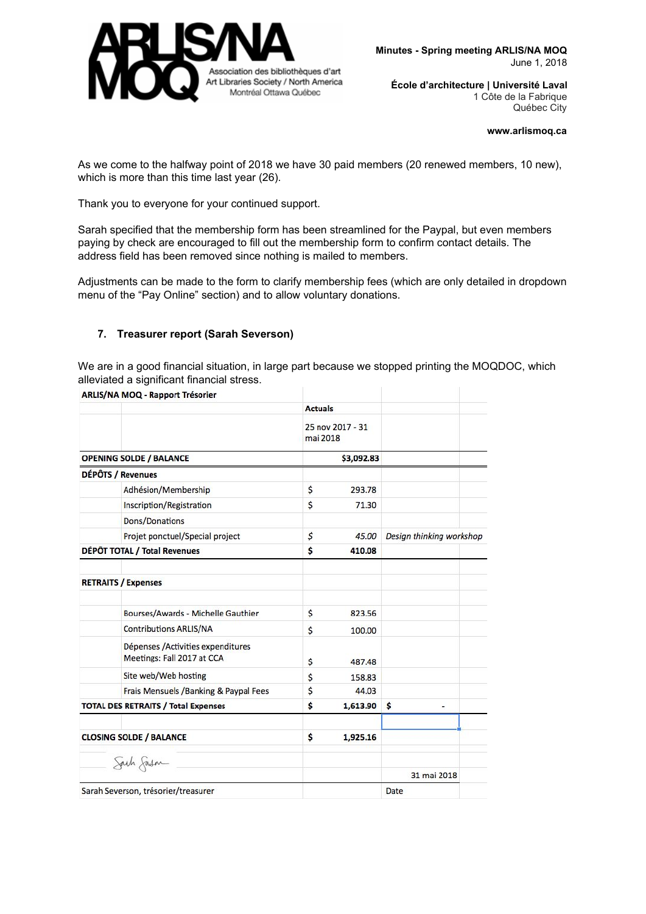As we come to the halfway point of 2018 we have 30 paid members (20 renewed members, 10 new), which is more than this time last year (26).

Thank you to everyone for your continued support.

Sarah specified that the membership form has been streamlined for the Paypal, but even members paying by check are encouraged to fill out the membership form to confirm contact details. The address field has been removed since nothing is mailed to members.

Adjustments can be made to the form to clarify membership fees (which are only detailed in dropdown menu of the "Pay Online" section) and to allow voluntary donations.

### 7. Treasurer report (Sarah Severson)

We are in a good financial situation, in large part because we stopped printing the MOQDOC, which alleviated a significant financial stress.

**ARLIS/NA MOQ - Rapport Trésorier**

| | | Actuals | |
|---|---|---|---|
| | | 25 nov 2017 - 31 mai 2018 | |
| **OPENING SOLDE / BALANCE** | | **$3,092.83** | |
| **DÉPÔTS / Revenues** | | | |
| | Adhésion/Membership | $ 293.78 | |
| | Inscription/Registration | $ 71.30 | |
| | Dons/Donations | | |
| | Projet ponctuel/Special project | *$ 45.00* | *Design thinking workshop* |
| **DÉPÔT TOTAL / Total Revenues** | | **$ 410.08** | |
| | | | |
| **RETRAITS / Expenses** | | | |
| | Bourses/Awards - Michelle Gauthier | $ 823.56 | |
| | Contributions ARLIS/NA | $ 100.00 | |
| | Dépenses /Activities expenditures Meetings: Fall 2017 at CCA | $ 487.48 | |
| | Site web/Web hosting | $ 158.83 | |
| | Frais Mensuels /Banking & Paypal Fees | $ 44.03 | |
| **TOTAL DES RETRAITS / Total Expenses** | | **$ 1,613.90** | **$ -** |
| | | | |
| **CLOSING SOLDE / BALANCE** | | **$ 1,925.16** | |
| | | | 31 mai 2018 |
| Sarah Severson, trésorier/treasurer | | | Date |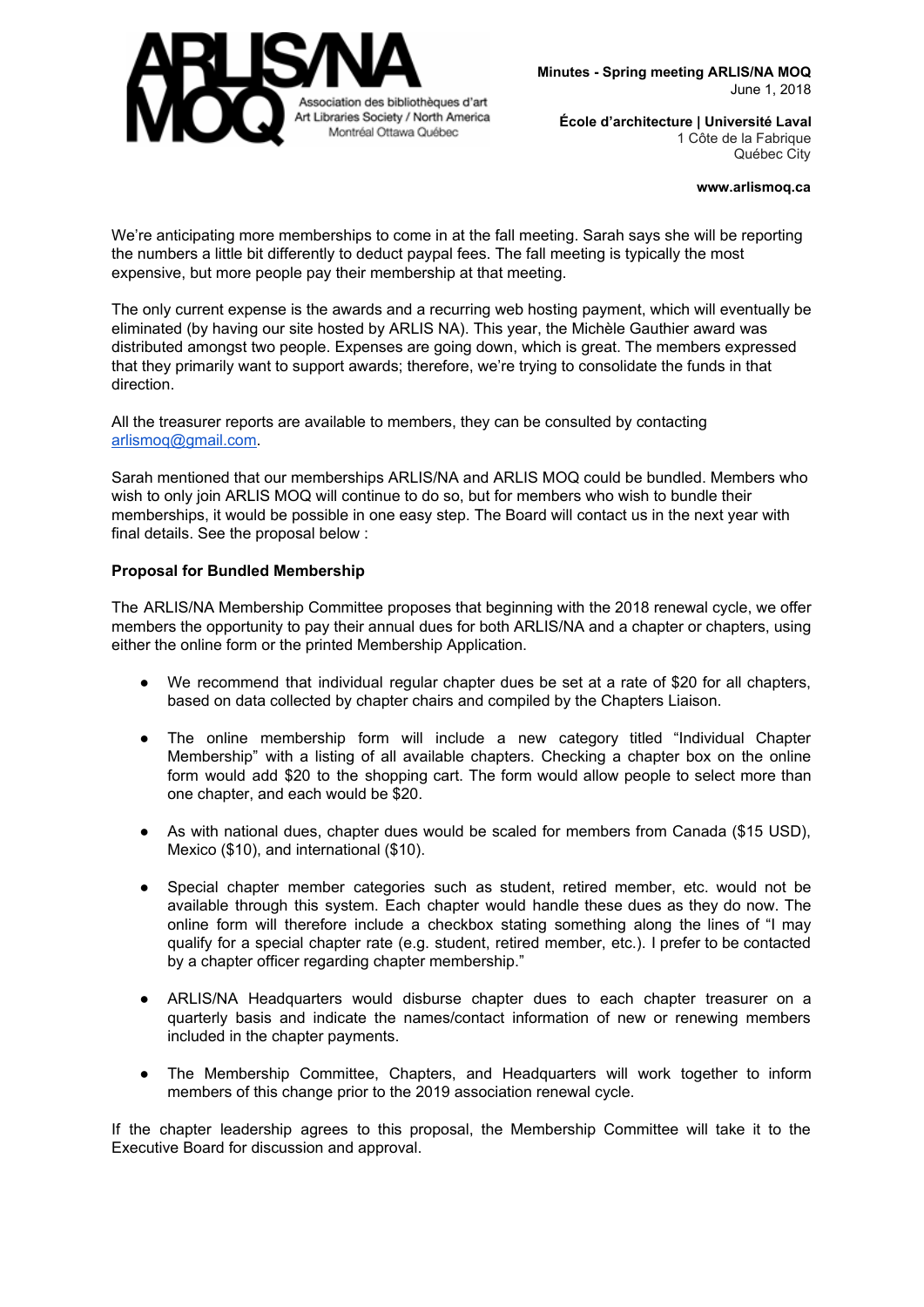We're anticipating more memberships to come in at the fall meeting. Sarah says she will be reporting the numbers a little bit differently to deduct paypal fees. The fall meeting is typically the most expensive, but more people pay their membership at that meeting.

The only current expense is the awards and a recurring web hosting payment, which will eventually be eliminated (by having our site hosted by ARLIS NA). This year, the Michèle Gauthier award was distributed amongst two people. Expenses are going down, which is great. The members expressed that they primarily want to support awards; therefore, we're trying to consolidate the funds in that direction.

All the treasurer reports are available to members, they can be consulted by contacting arlismoq@gmail.com.

Sarah mentioned that our memberships ARLIS/NA and ARLIS MOQ could be bundled. Members who wish to only join ARLIS MOQ will continue to do so, but for members who wish to bundle their memberships, it would be possible in one easy step. The Board will contact us in the next year with final details. See the proposal below :

**Proposal for Bundled Membership**

The ARLIS/NA Membership Committee proposes that beginning with the 2018 renewal cycle, we offer members the opportunity to pay their annual dues for both ARLIS/NA and a chapter or chapters, using either the online form or the printed Membership Application.

- We recommend that individual regular chapter dues be set at a rate of $20 for all chapters, based on data collected by chapter chairs and compiled by the Chapters Liaison.
- The online membership form will include a new category titled "Individual Chapter Membership" with a listing of all available chapters. Checking a chapter box on the online form would add $20 to the shopping cart. The form would allow people to select more than one chapter, and each would be $20.
- As with national dues, chapter dues would be scaled for members from Canada ($15 USD), Mexico ($10), and international ($10).
- Special chapter member categories such as student, retired member, etc. would not be available through this system. Each chapter would handle these dues as they do now. The online form will therefore include a checkbox stating something along the lines of "I may qualify for a special chapter rate (e.g. student, retired member, etc.). I prefer to be contacted by a chapter officer regarding chapter membership."
- ARLIS/NA Headquarters would disburse chapter dues to each chapter treasurer on a quarterly basis and indicate the names/contact information of new or renewing members included in the chapter payments.
- The Membership Committee, Chapters, and Headquarters will work together to inform members of this change prior to the 2019 association renewal cycle.

If the chapter leadership agrees to this proposal, the Membership Committee will take it to the Executive Board for discussion and approval.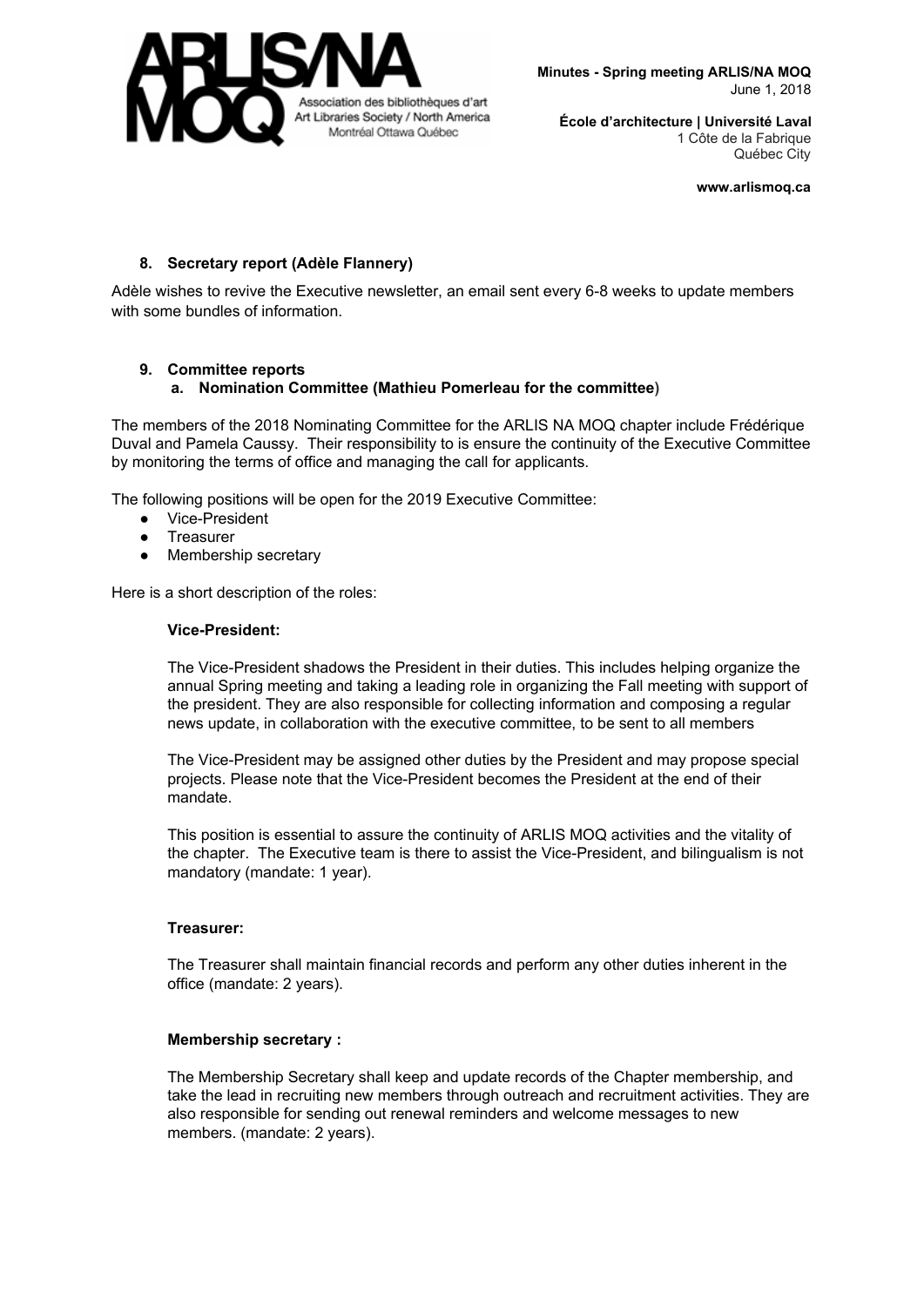## 8. Secretary report (Adèle Flannery)

Adèle wishes to revive the Executive newsletter, an email sent every 6-8 weeks to update members with some bundles of information.

## 9. Committee reports

### a. Nomination Committee (Mathieu Pomerleau for the committee)

The members of the 2018 Nominating Committee for the ARLIS NA MOQ chapter include Frédérique Duval and Pamela Caussy. Their responsibility to is ensure the continuity of the Executive Committee by monitoring the terms of office and managing the call for applicants.

The following positions will be open for the 2019 Executive Committee:

- Vice-President
- Treasurer
- Membership secretary

Here is a short description of the roles:

**Vice-President:**

The Vice-President shadows the President in their duties. This includes helping organize the annual Spring meeting and taking a leading role in organizing the Fall meeting with support of the president. They are also responsible for collecting information and composing a regular news update, in collaboration with the executive committee, to be sent to all members

The Vice-President may be assigned other duties by the President and may propose special projects. Please note that the Vice-President becomes the President at the end of their mandate.

This position is essential to assure the continuity of ARLIS MOQ activities and the vitality of the chapter. The Executive team is there to assist the Vice-President, and bilingualism is not mandatory (mandate: 1 year).

**Treasurer:**

The Treasurer shall maintain financial records and perform any other duties inherent in the office (mandate: 2 years).

**Membership secretary :**

The Membership Secretary shall keep and update records of the Chapter membership, and take the lead in recruiting new members through outreach and recruitment activities. They are also responsible for sending out renewal reminders and welcome messages to new members. (mandate: 2 years).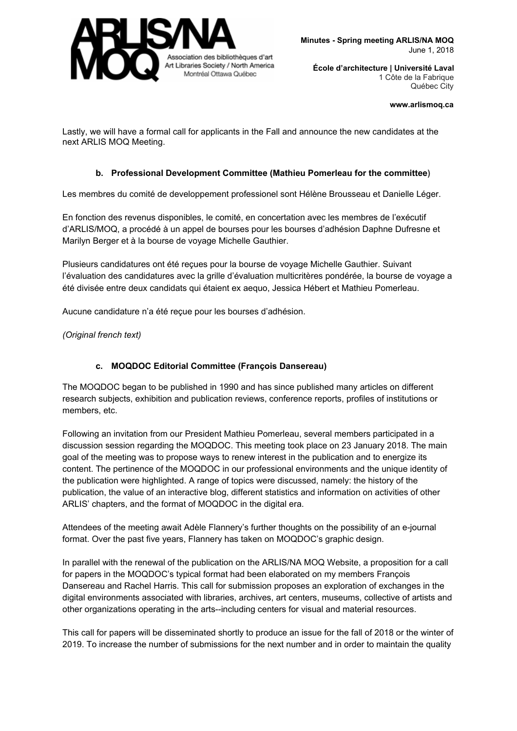Lastly, we will have a formal call for applicants in the Fall and announce the new candidates at the next ARLIS MOQ Meeting.

**b. Professional Development Committee (Mathieu Pomerleau for the committee)**

Les membres du comité de developpement professionel sont Hélène Brousseau et Danielle Léger.

En fonction des revenus disponibles, le comité, en concertation avec les membres de l'exécutif d'ARLIS/MOQ, a procédé à un appel de bourses pour les bourses d'adhésion Daphne Dufresne et Marilyn Berger et à la bourse de voyage Michelle Gauthier.

Plusieurs candidatures ont été reçues pour la bourse de voyage Michelle Gauthier. Suivant l'évaluation des candidatures avec la grille d'évaluation multicritères pondérée, la bourse de voyage a été divisée entre deux candidats qui étaient ex aequo, Jessica Hébert et Mathieu Pomerleau.

Aucune candidature n'a été reçue pour les bourses d'adhésion.

*(Original french text)*

**c. MOQDOC Editorial Committee (François Dansereau)**

The MOQDOC began to be published in 1990 and has since published many articles on different research subjects, exhibition and publication reviews, conference reports, profiles of institutions or members, etc.

Following an invitation from our President Mathieu Pomerleau, several members participated in a discussion session regarding the MOQDOC. This meeting took place on 23 January 2018. The main goal of the meeting was to propose ways to renew interest in the publication and to energize its content. The pertinence of the MOQDOC in our professional environments and the unique identity of the publication were highlighted. A range of topics were discussed, namely: the history of the publication, the value of an interactive blog, different statistics and information on activities of other ARLIS' chapters, and the format of MOQDOC in the digital era.

Attendees of the meeting await Adèle Flannery's further thoughts on the possibility of an e-journal format. Over the past five years, Flannery has taken on MOQDOC's graphic design.

In parallel with the renewal of the publication on the ARLIS/NA MOQ Website, a proposition for a call for papers in the MOQDOC's typical format had been elaborated on my members François Dansereau and Rachel Harris. This call for submission proposes an exploration of exchanges in the digital environments associated with libraries, archives, art centers, museums, collective of artists and other organizations operating in the arts--including centers for visual and material resources.

This call for papers will be disseminated shortly to produce an issue for the fall of 2018 or the winter of 2019. To increase the number of submissions for the next number and in order to maintain the quality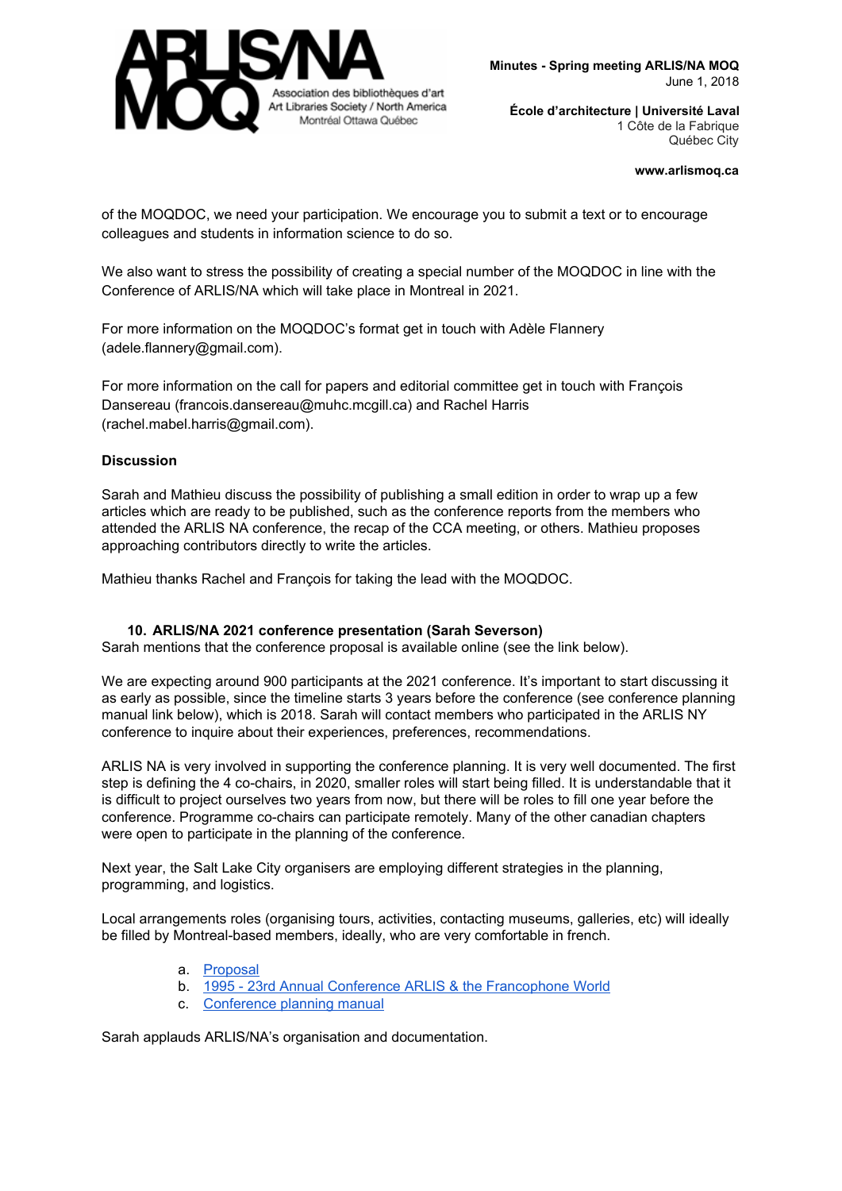of the MOQDOC, we need your participation. We encourage you to submit a text or to encourage colleagues and students in information science to do so.

We also want to stress the possibility of creating a special number of the MOQDOC in line with the Conference of ARLIS/NA which will take place in Montreal in 2021.

For more information on the MOQDOC's format get in touch with Adèle Flannery (adele.flannery@gmail.com).

For more information on the call for papers and editorial committee get in touch with François Dansereau (francois.dansereau@muhc.mcgill.ca) and Rachel Harris (rachel.mabel.harris@gmail.com).

**Discussion**

Sarah and Mathieu discuss the possibility of publishing a small edition in order to wrap up a few articles which are ready to be published, such as the conference reports from the members who attended the ARLIS NA conference, the recap of the CCA meeting, or others. Mathieu proposes approaching contributors directly to write the articles.

Mathieu thanks Rachel and François for taking the lead with the MOQDOC.

**10. ARLIS/NA 2021 conference presentation (Sarah Severson)**

Sarah mentions that the conference proposal is available online (see the link below).

We are expecting around 900 participants at the 2021 conference. It's important to start discussing it as early as possible, since the timeline starts 3 years before the conference (see conference planning manual link below), which is 2018. Sarah will contact members who participated in the ARLIS NY conference to inquire about their experiences, preferences, recommendations.

ARLIS NA is very involved in supporting the conference planning. It is very well documented. The first step is defining the 4 co-chairs, in 2020, smaller roles will start being filled. It is understandable that it is difficult to project ourselves two years from now, but there will be roles to fill one year before the conference. Programme co-chairs can participate remotely. Many of the other canadian chapters were open to participate in the planning of the conference.

Next year, the Salt Lake City organisers are employing different strategies in the planning, programming, and logistics.

Local arrangements roles (organising tours, activities, contacting museums, galleries, etc) will ideally be filled by Montreal-based members, ideally, who are very comfortable in french.

a. Proposal
b. 1995 - 23rd Annual Conference ARLIS & the Francophone World
c. Conference planning manual

Sarah applauds ARLIS/NA's organisation and documentation.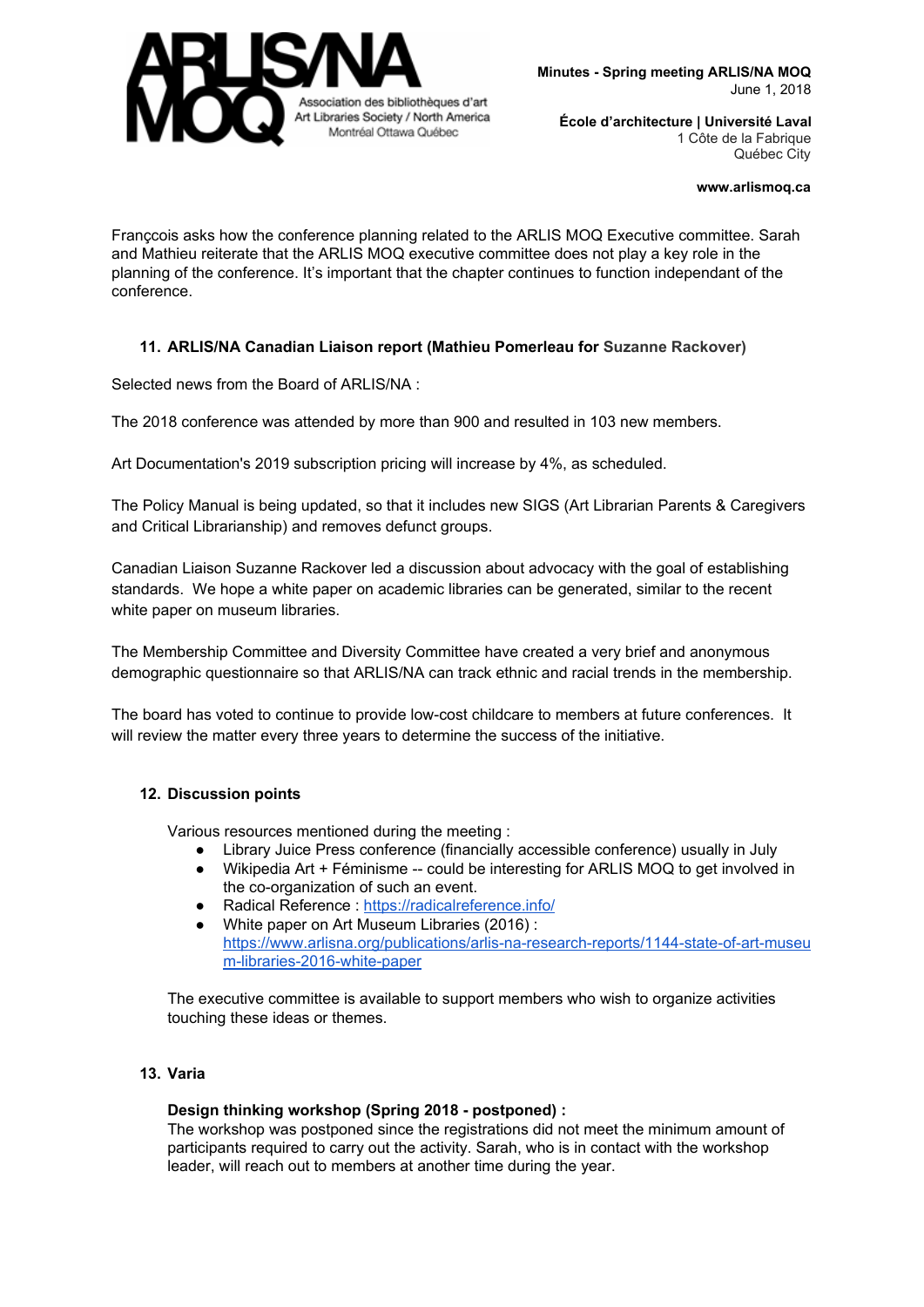Françcois asks how the conference planning related to the ARLIS MOQ Executive committee. Sarah and Mathieu reiterate that the ARLIS MOQ executive committee does not play a key role in the planning of the conference. It's important that the chapter continues to function independant of the conference.

### 11. ARLIS/NA Canadian Liaison report (Mathieu Pomerleau for Suzanne Rackover)

Selected news from the Board of ARLIS/NA :

The 2018 conference was attended by more than 900 and resulted in 103 new members.

Art Documentation's 2019 subscription pricing will increase by 4%, as scheduled.

The Policy Manual is being updated, so that it includes new SIGS (Art Librarian Parents & Caregivers and Critical Librarianship) and removes defunct groups.

Canadian Liaison Suzanne Rackover led a discussion about advocacy with the goal of establishing standards. We hope a white paper on academic libraries can be generated, similar to the recent white paper on museum libraries.

The Membership Committee and Diversity Committee have created a very brief and anonymous demographic questionnaire so that ARLIS/NA can track ethnic and racial trends in the membership.

The board has voted to continue to provide low-cost childcare to members at future conferences. It will review the matter every three years to determine the success of the initiative.

### 12. Discussion points

Various resources mentioned during the meeting :

- Library Juice Press conference (financially accessible conference) usually in July
- Wikipedia Art + Féminisme -- could be interesting for ARLIS MOQ to get involved in the co-organization of such an event.
- Radical Reference : https://radicalreference.info/
- White paper on Art Museum Libraries (2016) : https://www.arlisna.org/publications/arlis-na-research-reports/1144-state-of-art-museum-libraries-2016-white-paper

The executive committee is available to support members who wish to organize activities touching these ideas or themes.

### 13. Varia

**Design thinking workshop (Spring 2018 - postponed) :**
The workshop was postponed since the registrations did not meet the minimum amount of participants required to carry out the activity. Sarah, who is in contact with the workshop leader, will reach out to members at another time during the year.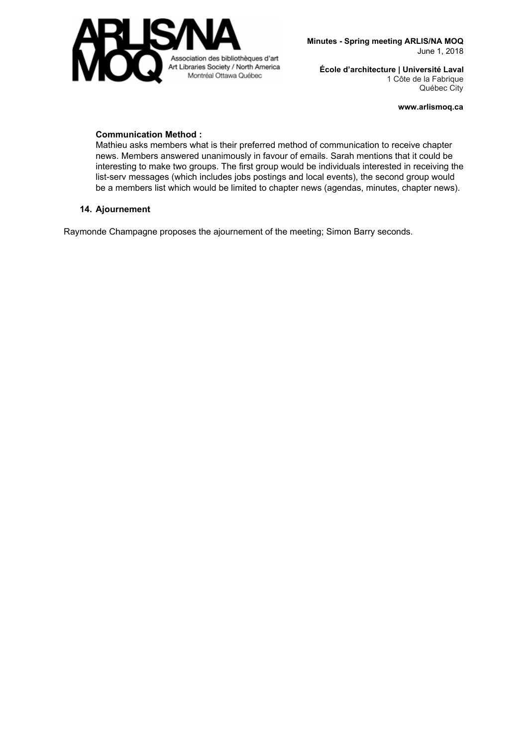**Communication Method :**

Mathieu asks members what is their preferred method of communication to receive chapter news. Members answered unanimously in favour of emails. Sarah mentions that it could be interesting to make two groups. The first group would be individuals interested in receiving the list-serv messages (which includes jobs postings and local events), the second group would be a members list which would be limited to chapter news (agendas, minutes, chapter news).

**14. Ajournement**

Raymonde Champagne proposes the ajournement of the meeting; Simon Barry seconds.